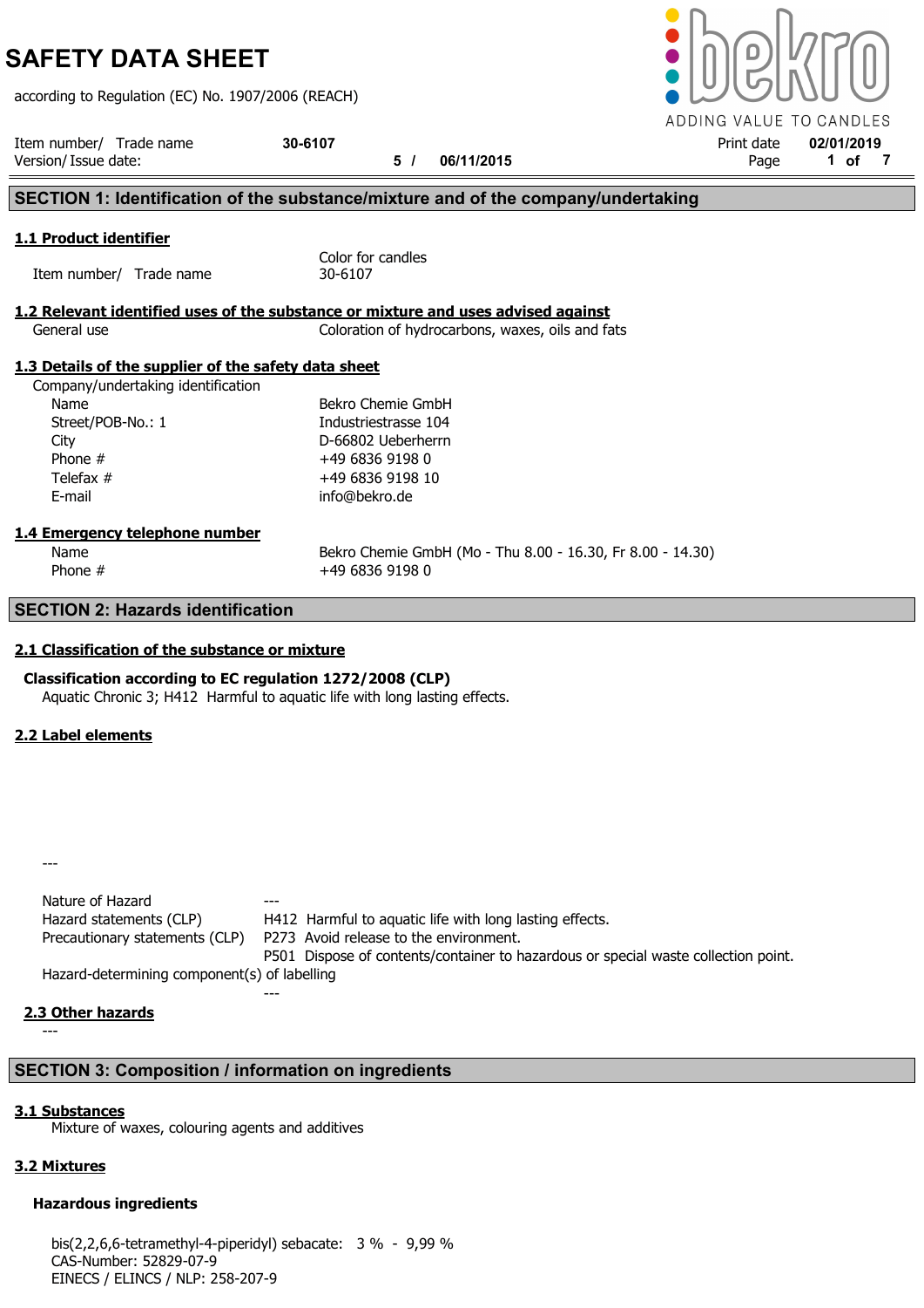# SAFETY DATA SHEET

according to Regulation (EC) No. 1907/2006 (REACH)

Item number/ Trade name **30-6107**
Version/ Issue date: **5 / 06/11/2015**
Print date **02/01/2019**

## SECTION 1: Identification of the substance/mixture and of the company/undertaking

### 1.1 Product identifier

Item number/ Trade name — Color for candles
30-6107

### 1.2 Relevant identified uses of the substance or mixture and uses advised against

General use — Coloration of hydrocarbons, waxes, oils and fats

### 1.3 Details of the supplier of the safety data sheet

Company/undertaking identification

| | |
|---|---|
| Name | Bekro Chemie GmbH |
| Street/POB-No.: 1 | Industriestrasse 104 |
| City | D-66802 Ueberherrn |
| Phone # | +49 6836 9198 0 |
| Telefax # | +49 6836 9198 10 |
| E-mail | info@bekro.de |

### 1.4 Emergency telephone number

| | |
|---|---|
| Name | Bekro Chemie GmbH (Mo - Thu 8.00 - 16.30, Fr 8.00 - 14.30) |
| Phone # | +49 6836 9198 0 |

## SECTION 2: Hazards identification

### 2.1 Classification of the substance or mixture

**Classification according to EC regulation 1272/2008 (CLP)**

Aquatic Chronic 3; H412 Harmful to aquatic life with long lasting effects.

### 2.2 Label elements

---

Nature of Hazard: ---

Hazard statements (CLP): H412 Harmful to aquatic life with long lasting effects.

Precautionary statements (CLP): P273 Avoid release to the environment.
P501 Dispose of contents/container to hazardous or special waste collection point.

Hazard-determining component(s) of labelling
---

### 2.3 Other hazards

---

## SECTION 3: Composition / information on ingredients

### 3.1 Substances

Mixture of waxes, colouring agents and additives

### 3.2 Mixtures

**Hazardous ingredients**

bis(2,2,6,6-tetramethyl-4-piperidyl) sebacate: 3 % - 9,99 %
CAS-Number: 52829-07-9
EINECS / ELINCS / NLP: 258-207-9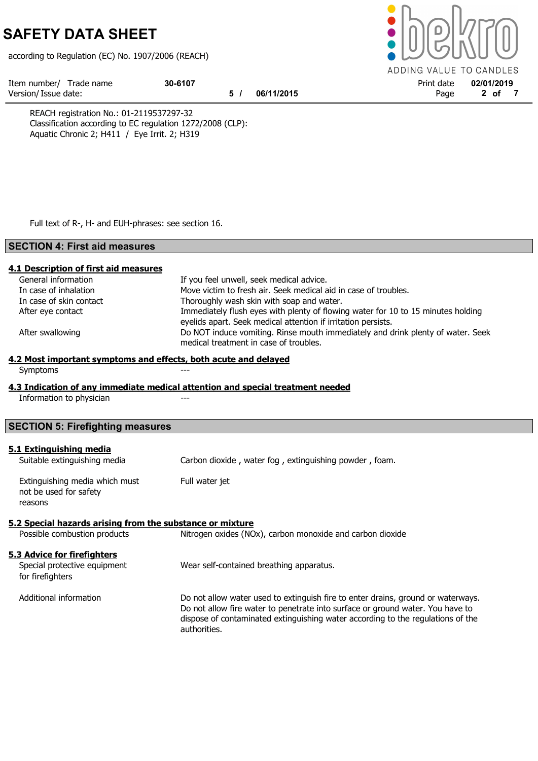REACH registration No.: 01-2119537297-32
Classification according to EC regulation 1272/2008 (CLP):
Aquatic Chronic 2; H411 / Eye Irrit. 2; H319

Full text of R-, H- and EUH-phrases: see section 16.

## SECTION 4: First aid measures

### 4.1 Description of first aid measures

| | |
|---|---|
| General information | If you feel unwell, seek medical advice. |
| In case of inhalation | Move victim to fresh air. Seek medical aid in case of troubles. |
| In case of skin contact | Thoroughly wash skin with soap and water. |
| After eye contact | Immediately flush eyes with plenty of flowing water for 10 to 15 minutes holding eyelids apart. Seek medical attention if irritation persists. |
| After swallowing | Do NOT induce vomiting. Rinse mouth immediately and drink plenty of water. Seek medical treatment in case of troubles. |

### 4.2 Most important symptoms and effects, both acute and delayed

| | |
|---|---|
| Symptoms | --- |

### 4.3 Indication of any immediate medical attention and special treatment needed

| | |
|---|---|
| Information to physician | --- |

## SECTION 5: Firefighting measures

### 5.1 Extinguishing media

| | |
|---|---|
| Suitable extinguishing media | Carbon dioxide , water fog , extinguishing powder , foam. |
| Extinguishing media which must not be used for safety reasons | Full water jet |

### 5.2 Special hazards arising from the substance or mixture

| | |
|---|---|
| Possible combustion products | Nitrogen oxides (NOx), carbon monoxide and carbon dioxide |

### 5.3 Advice for firefighters

| | |
|---|---|
| Special protective equipment for firefighters | Wear self-contained breathing apparatus. |
| Additional information | Do not allow water used to extinguish fire to enter drains, ground or waterways. Do not allow fire water to penetrate into surface or ground water. You have to dispose of contaminated extinguishing water according to the regulations of the authorities. |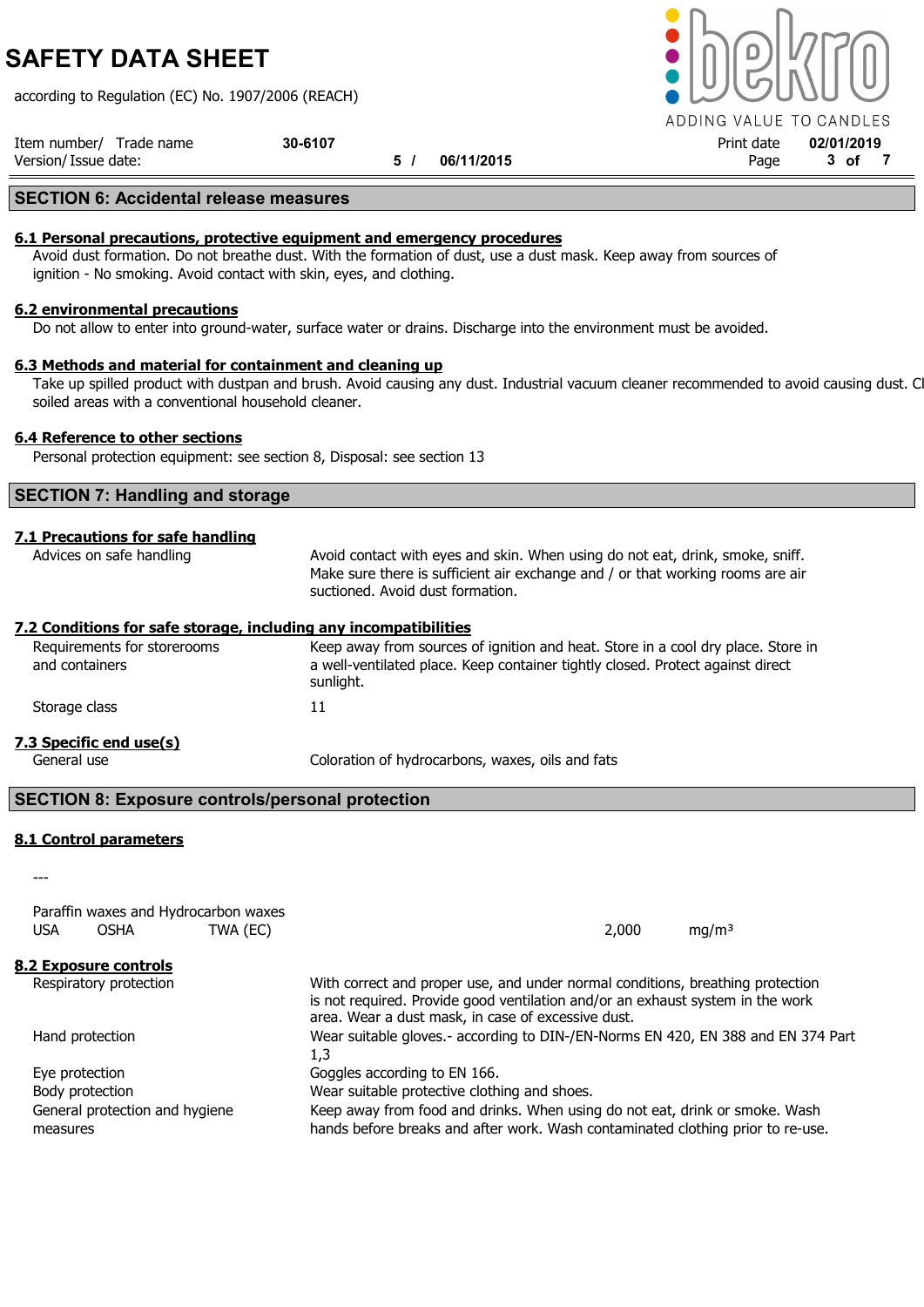## SECTION 6: Accidental release measures

### 6.1 Personal precautions, protective equipment and emergency procedures

Avoid dust formation. Do not breathe dust. With the formation of dust, use a dust mask. Keep away from sources of ignition - No smoking. Avoid contact with skin, eyes, and clothing.

### 6.2 environmental precautions

Do not allow to enter into ground-water, surface water or drains. Discharge into the environment must be avoided.

### 6.3 Methods and material for containment and cleaning up

Take up spilled product with dustpan and brush. Avoid causing any dust. Industrial vacuum cleaner recommended to avoid causing dust. Cl soiled areas with a conventional household cleaner.

### 6.4 Reference to other sections

Personal protection equipment: see section 8, Disposal: see section 13

## SECTION 7: Handling and storage

### 7.1 Precautions for safe handling

| | |
|---|---|
| Advices on safe handling | Avoid contact with eyes and skin. When using do not eat, drink, smoke, sniff. Make sure there is sufficient air exchange and / or that working rooms are air suctioned. Avoid dust formation. |

### 7.2 Conditions for safe storage, including any incompatibilities

| | |
|---|---|
| Requirements for storerooms and containers | Keep away from sources of ignition and heat. Store in a cool dry place. Store in a well-ventilated place. Keep container tightly closed. Protect against direct sunlight. |
| Storage class | 11 |

### 7.3 Specific end use(s)

| | |
|---|---|
| General use | Coloration of hydrocarbons, waxes, oils and fats |

## SECTION 8: Exposure controls/personal protection

### 8.1 Control parameters

---

Paraffin waxes and Hydrocarbon waxes

| | | | | |
|---|---|---|---|---|
| USA | OSHA | TWA (EC) | 2,000 | mg/m³ |

### 8.2 Exposure controls

| | |
|---|---|
| Respiratory protection | With correct and proper use, and under normal conditions, breathing protection is not required. Provide good ventilation and/or an exhaust system in the work area. Wear a dust mask, in case of excessive dust. |
| Hand protection | Wear suitable gloves.- according to DIN-/EN-Norms EN 420, EN 388 and EN 374 Part 1,3 |
| Eye protection | Goggles according to EN 166. |
| Body protection | Wear suitable protective clothing and shoes. |
| General protection and hygiene measures | Keep away from food and drinks. When using do not eat, drink or smoke. Wash hands before breaks and after work. Wash contaminated clothing prior to re-use. |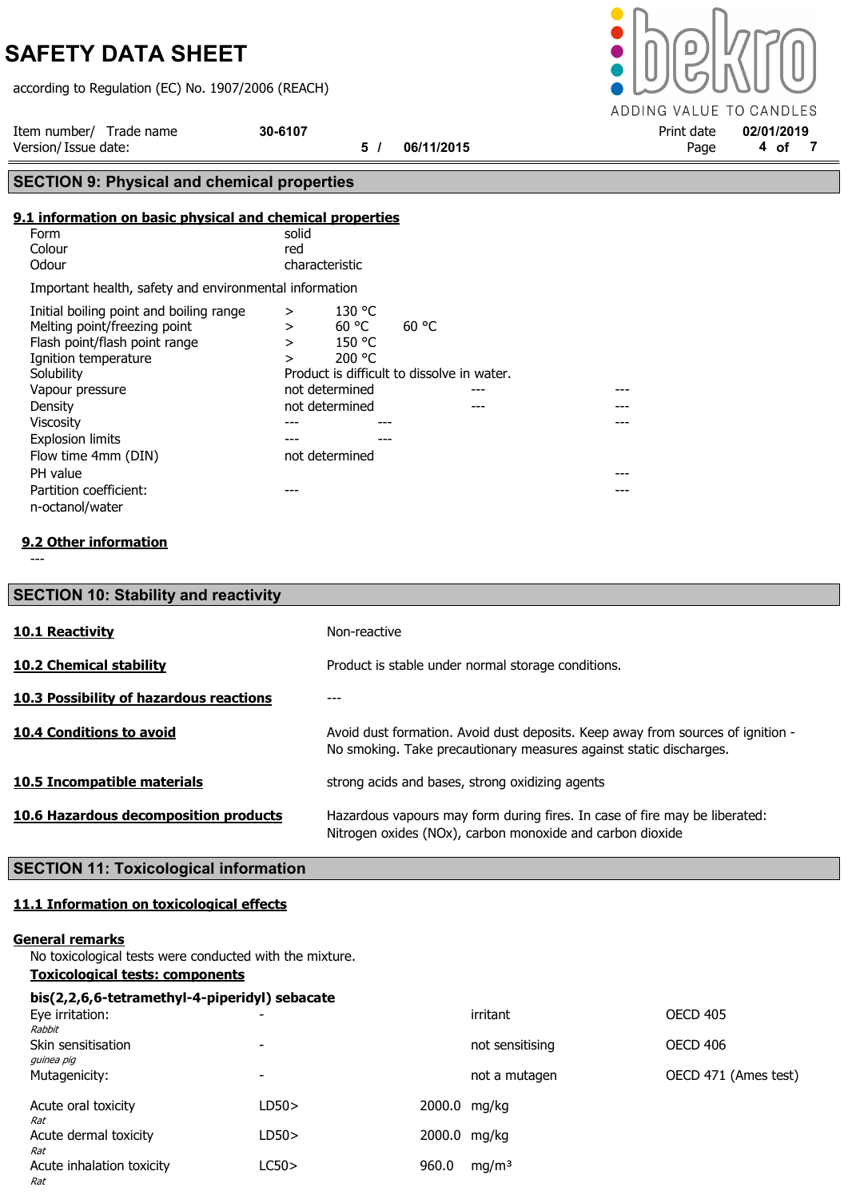# SAFETY DATA SHEET

according to Regulation (EC) No. 1907/2006 (REACH)

| Item number/ Trade name | 30-6107 | Print date | 02/01/2019 |
|---|---|---|---|
| Version/ Issue date: | 5 / 06/11/2015 | | |

## SECTION 9: Physical and chemical properties

### 9.1 information on basic physical and chemical properties

| | | | | |
|---|---|---|---|---|
| Form | solid | | | |
| Colour | red | | | |
| Odour | characteristic | | | |

Important health, safety and environmental information

| | | | | |
|---|---|---|---|---|
| Initial boiling point and boiling range | > | 130 °C | | |
| Melting point/freezing point | > | 60 °C | 60 °C | |
| Flash point/flash point range | > | 150 °C | | |
| Ignition temperature | > | 200 °C | | |
| Solubility | Product is difficult to dissolve in water. | | | |
| Vapour pressure | not determined | | --- | --- |
| Density | not determined | | --- | --- |
| Viscosity | --- | --- | | --- |
| Explosion limits | --- | --- | | |
| Flow time 4mm (DIN) | not determined | | | |
| PH value | | | | --- |
| Partition coefficient: n-octanol/water | --- | | | --- |

### 9.2 Other information

---

## SECTION 10: Stability and reactivity

| | |
|---|---|
| **10.1 Reactivity** | Non-reactive |
| **10.2 Chemical stability** | Product is stable under normal storage conditions. |
| **10.3 Possibility of hazardous reactions** | --- |
| **10.4 Conditions to avoid** | Avoid dust formation. Avoid dust deposits. Keep away from sources of ignition - No smoking. Take precautionary measures against static discharges. |
| **10.5 Incompatible materials** | strong acids and bases, strong oxidizing agents |
| **10.6 Hazardous decomposition products** | Hazardous vapours may form during fires. In case of fire may be liberated: Nitrogen oxides (NOx), carbon monoxide and carbon dioxide |

## SECTION 11: Toxicological information

### 11.1 Information on toxicological effects

**General remarks**

No toxicological tests were conducted with the mixture.

**Toxicological tests: components**

**bis(2,2,6,6-tetramethyl-4-piperidyl) sebacate**

| | | | | |
|---|---|---|---|---|
| Eye irritation: *Rabbit* | - | | irritant | OECD 405 |
| Skin sensitisation *guinea pig* | - | | not sensitising | OECD 406 |
| Mutagenicity: | - | | not a mutagen | OECD 471 (Ames test) |
| Acute oral toxicity *Rat* | LD50> | 2000.0 | mg/kg | |
| Acute dermal toxicity *Rat* | LD50> | 2000.0 | mg/kg | |
| Acute inhalation toxicity *Rat* | LC50> | 960.0 | mg/m³ | |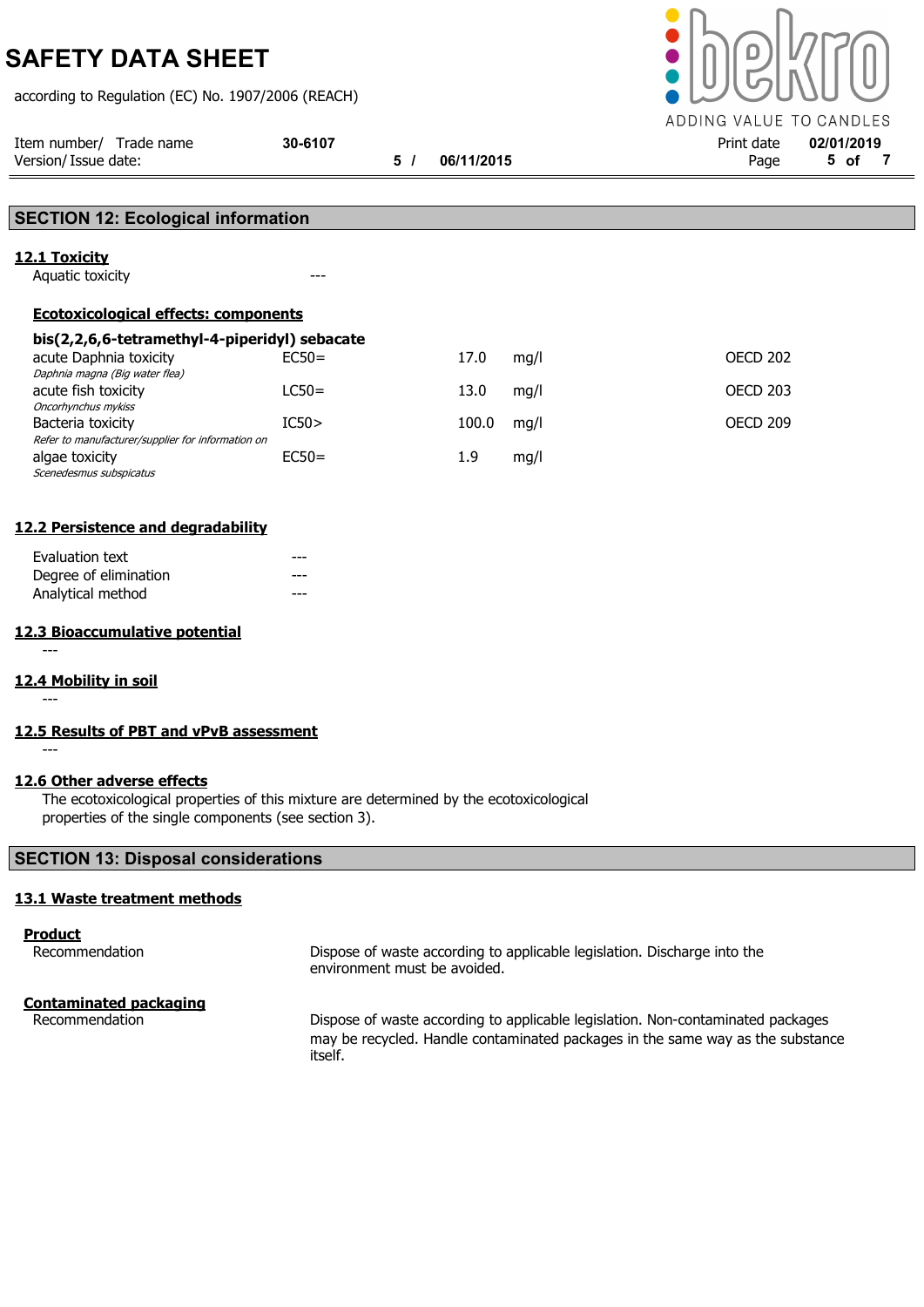## SECTION 12: Ecological information

### 12.1 Toxicity

Aquatic toxicity ---

#### Ecotoxicological effects: components

**bis(2,2,6,6-tetramethyl-4-piperidyl) sebacate**

| | | | | |
|---|---|---|---|---|
| acute Daphnia toxicity<br>*Daphnia magna (Big water flea)* | EC50= | 17.0 | mg/l | OECD 202 |
| acute fish toxicity<br>*Oncorhynchus mykiss* | LC50= | 13.0 | mg/l | OECD 203 |
| Bacteria toxicity<br>*Refer to manufacturer/supplier for information on* | IC50> | 100.0 | mg/l | OECD 209 |
| algae toxicity<br>*Scenedesmus subspicatus* | EC50= | 1.9 | mg/l | |

### 12.2 Persistence and degradability

Evaluation text ---
Degree of elimination ---
Analytical method ---

### 12.3 Bioaccumulative potential

---

### 12.4 Mobility in soil

---

### 12.5 Results of PBT and vPvB assessment

---

### 12.6 Other adverse effects

The ecotoxicological properties of this mixture are determined by the ecotoxicological properties of the single components (see section 3).

## SECTION 13: Disposal considerations

### 13.1 Waste treatment methods

**Product**

Recommendation: Dispose of waste according to applicable legislation. Discharge into the environment must be avoided.

**Contaminated packaging**

Recommendation: Dispose of waste according to applicable legislation. Non-contaminated packages may be recycled. Handle contaminated packages in the same way as the substance itself.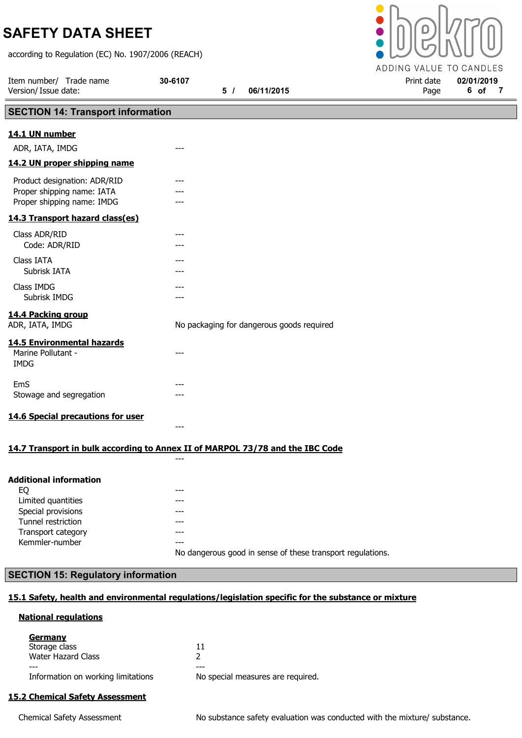## SECTION 14: Transport information

### 14.1 UN number

| | |
|---|---|
| ADR, IATA, IMDG | --- |

### 14.2 UN proper shipping name

| | |
|---|---|
| Product designation: ADR/RID | --- |
| Proper shipping name: IATA | --- |
| Proper shipping name: IMDG | --- |

### 14.3 Transport hazard class(es)

| | |
|---|---|
| Class ADR/RID | --- |
| Code: ADR/RID | --- |
| Class IATA | --- |
| Subrisk IATA | --- |
| Class IMDG | --- |
| Subrisk IMDG | --- |

### 14.4 Packing group

| | |
|---|---|
| ADR, IATA, IMDG | No packaging for dangerous goods required |

### 14.5 Environmental hazards

| | |
|---|---|
| Marine Pollutant - IMDG | --- |
| EmS | --- |
| Stowage and segregation | --- |

### 14.6 Special precautions for user

---

### 14.7 Transport in bulk according to Annex II of MARPOL 73/78 and the IBC Code

---

**Additional information**

| | |
|---|---|
| EQ | --- |
| Limited quantities | --- |
| Special provisions | --- |
| Tunnel restriction | --- |
| Transport category | --- |
| Kemmler-number | --- |

No dangerous good in sense of these transport regulations.

## SECTION 15: Regulatory information

### 15.1 Safety, health and environmental regulations/legislation specific for the substance or mixture

#### National regulations

**Germany**

| | |
|---|---|
| Storage class | 11 |
| Water Hazard Class | 2 |
| --- | --- |
| Information on working limitations | No special measures are required. |

### 15.2 Chemical Safety Assessment

| | |
|---|---|
| Chemical Safety Assessment | No substance safety evaluation was conducted with the mixture/ substance. |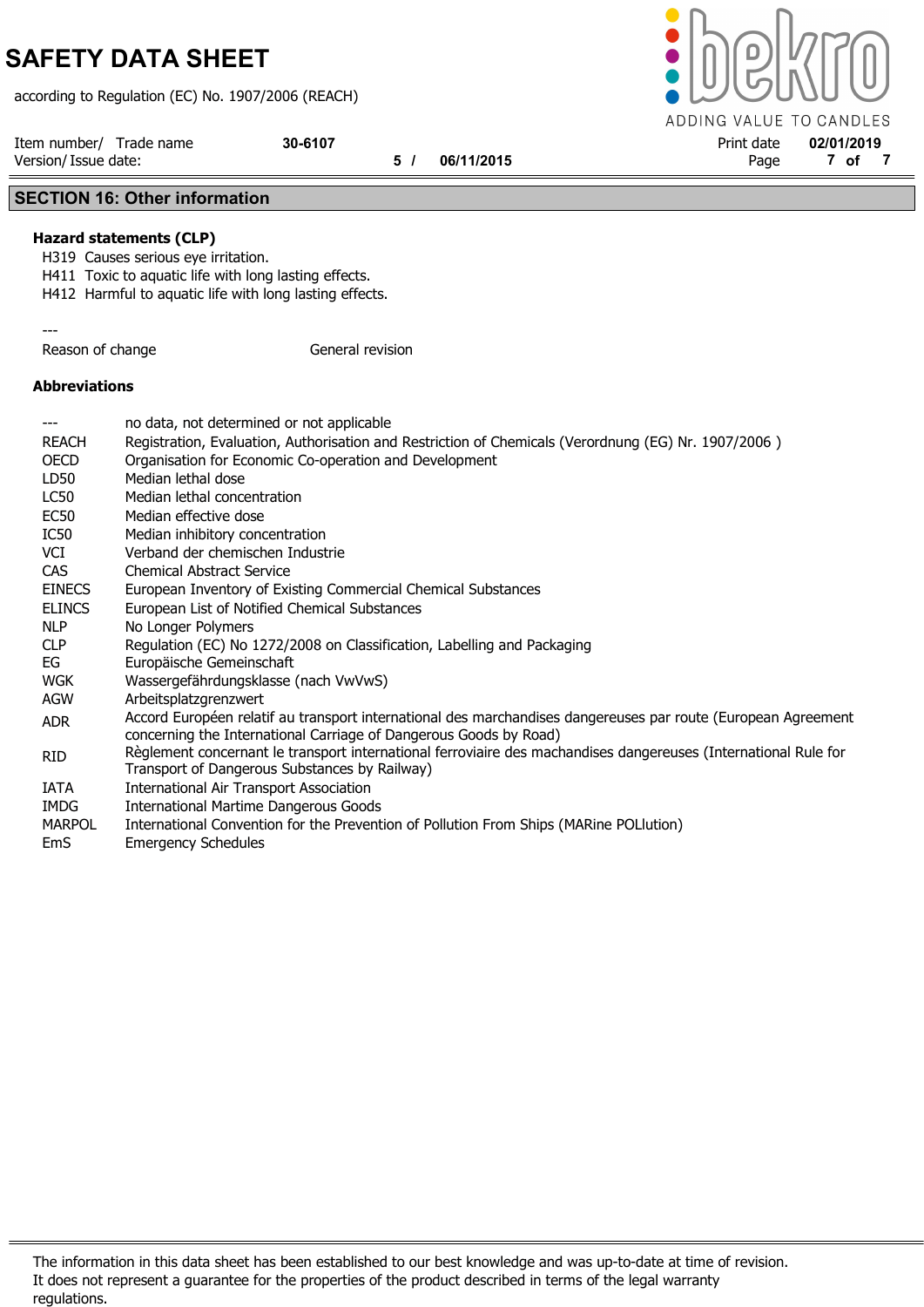## SECTION 16: Other information

**Hazard statements (CLP)**

H319 Causes serious eye irritation.
H411 Toxic to aquatic life with long lasting effects.
H412 Harmful to aquatic life with long lasting effects.

---

Reason of change　　General revision

**Abbreviations**

| | |
|---|---|
| --- | no data, not determined or not applicable |
| REACH | Registration, Evaluation, Authorisation and Restriction of Chemicals (Verordnung (EG) Nr. 1907/2006 ) |
| OECD | Organisation for Economic Co-operation and Development |
| LD50 | Median lethal dose |
| LC50 | Median lethal concentration |
| EC50 | Median effective dose |
| IC50 | Median inhibitory concentration |
| VCI | Verband der chemischen Industrie |
| CAS | Chemical Abstract Service |
| EINECS | European Inventory of Existing Commercial Chemical Substances |
| ELINCS | European List of Notified Chemical Substances |
| NLP | No Longer Polymers |
| CLP | Regulation (EC) No 1272/2008 on Classification, Labelling and Packaging |
| EG | Europäische Gemeinschaft |
| WGK | Wassergefährdungsklasse (nach VwVwS) |
| AGW | Arbeitsplatzgrenzwert |
| ADR | Accord Européen relatif au transport international des marchandises dangereuses par route (European Agreement concerning the International Carriage of Dangerous Goods by Road) |
| RID | Règlement concernant le transport international ferroviaire des machandises dangereuses (International Rule for Transport of Dangerous Substances by Railway) |
| IATA | International Air Transport Association |
| IMDG | International Martime Dangerous Goods |
| MARPOL | International Convention for the Prevention of Pollution From Ships (MARine POLlution) |
| EmS | Emergency Schedules |

The information in this data sheet has been established to our best knowledge and was up-to-date at time of revision. It does not represent a guarantee for the properties of the product described in terms of the legal warranty regulations.